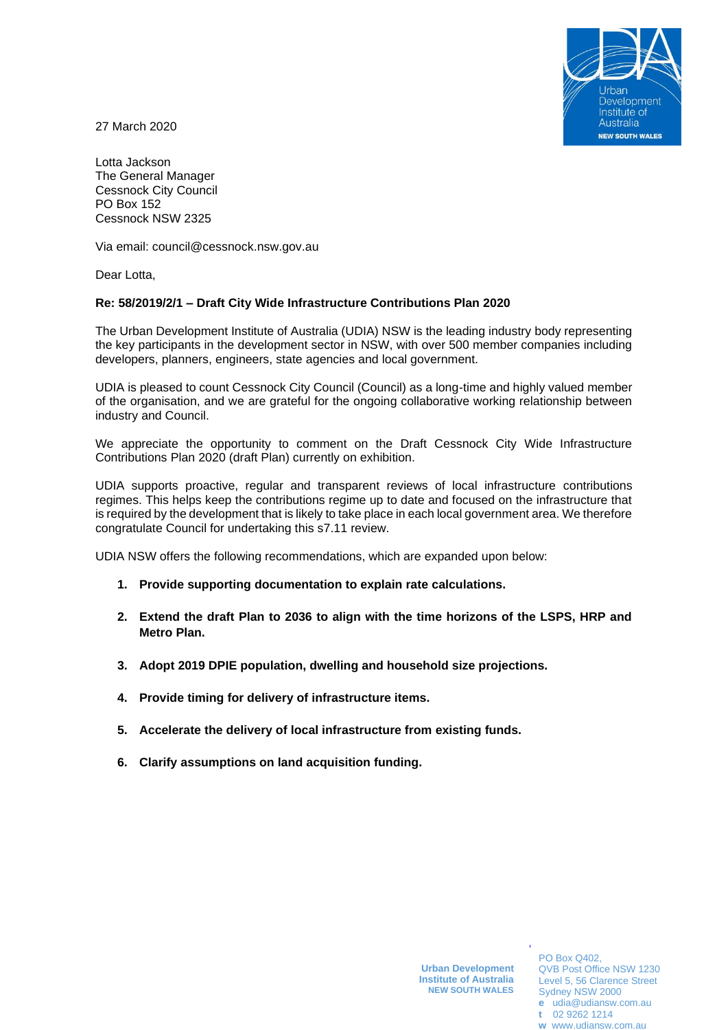27 March 2020

Lotta Jackson
The General Manager
Cessnock City Council
PO Box 152
Cessnock NSW 2325

Via email: council@cessnock.nsw.gov.au

Dear Lotta,

**Re: 58/2019/2/1 – Draft City Wide Infrastructure Contributions Plan 2020**

The Urban Development Institute of Australia (UDIA) NSW is the leading industry body representing the key participants in the development sector in NSW, with over 500 member companies including developers, planners, engineers, state agencies and local government.

UDIA is pleased to count Cessnock City Council (Council) as a long-time and highly valued member of the organisation, and we are grateful for the ongoing collaborative working relationship between industry and Council.

We appreciate the opportunity to comment on the Draft Cessnock City Wide Infrastructure Contributions Plan 2020 (draft Plan) currently on exhibition.

UDIA supports proactive, regular and transparent reviews of local infrastructure contributions regimes. This helps keep the contributions regime up to date and focused on the infrastructure that is required by the development that is likely to take place in each local government area. We therefore congratulate Council for undertaking this s7.11 review.

UDIA NSW offers the following recommendations, which are expanded upon below:

1. **Provide supporting documentation to explain rate calculations.**
2. **Extend the draft Plan to 2036 to align with the time horizons of the LSPS, HRP and Metro Plan.**
3. **Adopt 2019 DPIE population, dwelling and household size projections.**
4. **Provide timing for delivery of infrastructure items.**
5. **Accelerate the delivery of local infrastructure from existing funds.**
6. **Clarify assumptions on land acquisition funding.**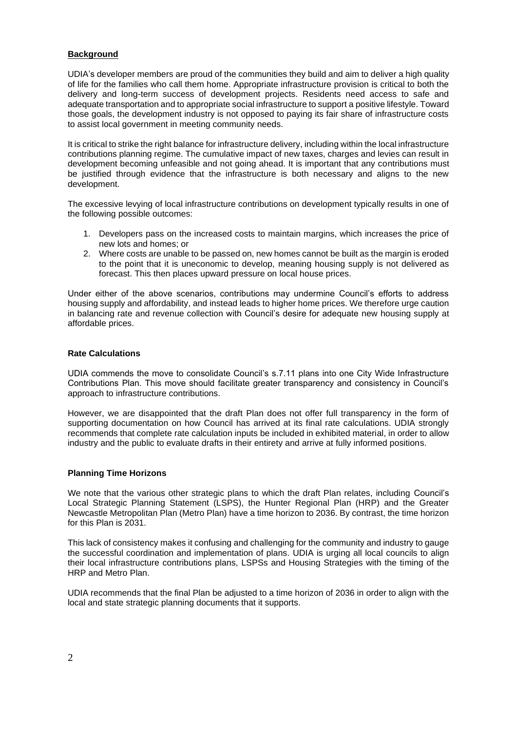## **Background**

UDIA's developer members are proud of the communities they build and aim to deliver a high quality of life for the families who call them home. Appropriate infrastructure provision is critical to both the delivery and long-term success of development projects. Residents need access to safe and adequate transportation and to appropriate social infrastructure to support a positive lifestyle. Toward those goals, the development industry is not opposed to paying its fair share of infrastructure costs to assist local government in meeting community needs.

It is critical to strike the right balance for infrastructure delivery, including within the local infrastructure contributions planning regime. The cumulative impact of new taxes, charges and levies can result in development becoming unfeasible and not going ahead. It is important that any contributions must be justified through evidence that the infrastructure is both necessary and aligns to the new development.

The excessive levying of local infrastructure contributions on development typically results in one of the following possible outcomes:

1. Developers pass on the increased costs to maintain margins, which increases the price of new lots and homes; or
2. Where costs are unable to be passed on, new homes cannot be built as the margin is eroded to the point that it is uneconomic to develop, meaning housing supply is not delivered as forecast. This then places upward pressure on local house prices.

Under either of the above scenarios, contributions may undermine Council's efforts to address housing supply and affordability, and instead leads to higher home prices. We therefore urge caution in balancing rate and revenue collection with Council's desire for adequate new housing supply at affordable prices.

### **Rate Calculations**

UDIA commends the move to consolidate Council's s.7.11 plans into one City Wide Infrastructure Contributions Plan. This move should facilitate greater transparency and consistency in Council's approach to infrastructure contributions.

However, we are disappointed that the draft Plan does not offer full transparency in the form of supporting documentation on how Council has arrived at its final rate calculations. UDIA strongly recommends that complete rate calculation inputs be included in exhibited material, in order to allow industry and the public to evaluate drafts in their entirety and arrive at fully informed positions.

### **Planning Time Horizons**

We note that the various other strategic plans to which the draft Plan relates, including Council's Local Strategic Planning Statement (LSPS), the Hunter Regional Plan (HRP) and the Greater Newcastle Metropolitan Plan (Metro Plan) have a time horizon to 2036. By contrast, the time horizon for this Plan is 2031.

This lack of consistency makes it confusing and challenging for the community and industry to gauge the successful coordination and implementation of plans. UDIA is urging all local councils to align their local infrastructure contributions plans, LSPSs and Housing Strategies with the timing of the HRP and Metro Plan.

UDIA recommends that the final Plan be adjusted to a time horizon of 2036 in order to align with the local and state strategic planning documents that it supports.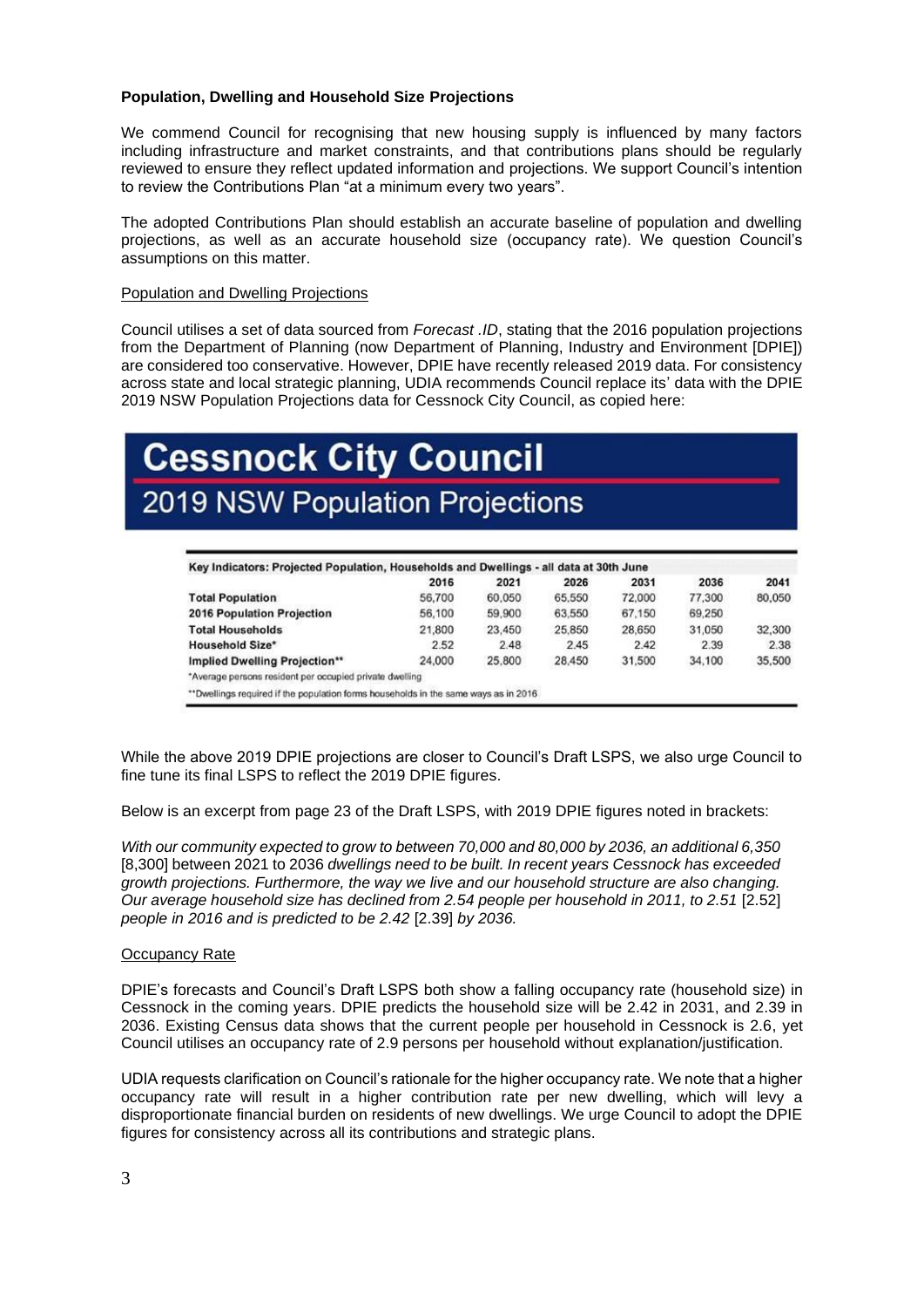**Population, Dwelling and Household Size Projections**

We commend Council for recognising that new housing supply is influenced by many factors including infrastructure and market constraints, and that contributions plans should be regularly reviewed to ensure they reflect updated information and projections. We support Council's intention to review the Contributions Plan "at a minimum every two years".

The adopted Contributions Plan should establish an accurate baseline of population and dwelling projections, as well as an accurate household size (occupancy rate). We question Council's assumptions on this matter.

Population and Dwelling Projections

Council utilises a set of data sourced from *Forecast .ID*, stating that the 2016 population projections from the Department of Planning (now Department of Planning, Industry and Environment [DPIE]) are considered too conservative. However, DPIE have recently released 2019 data. For consistency across state and local strategic planning, UDIA recommends Council replace its' data with the DPIE 2019 NSW Population Projections data for Cessnock City Council, as copied here:

# Cessnock City Council
## 2019 NSW Population Projections

**Key Indicators: Projected Population, Households and Dwellings - all data at 30th June**

| | 2016 | 2021 | 2026 | 2031 | 2036 | 2041 |
|---|---|---|---|---|---|---|
| **Total Population** | 56,700 | 60,050 | 65,550 | 72,000 | 77,300 | 80,050 |
| **2016 Population Projection** | 56,100 | 59,900 | 63,550 | 67,150 | 69,250 | |
| **Total Households** | 21,800 | 23,450 | 25,850 | 28,650 | 31,050 | 32,300 |
| **Household Size*** | 2.52 | 2.48 | 2.45 | 2.42 | 2.39 | 2.38 |
| **Implied Dwelling Projection**** | 24,000 | 25,800 | 28,450 | 31,500 | 34,100 | 35,500 |

*Average persons resident per occupied private dwelling

**Dwellings required if the population forms households in the same ways as in 2016

While the above 2019 DPIE projections are closer to Council's Draft LSPS, we also urge Council to fine tune its final LSPS to reflect the 2019 DPIE figures.

Below is an excerpt from page 23 of the Draft LSPS, with 2019 DPIE figures noted in brackets:

*With our community expected to grow to between 70,000 and 80,000 by 2036, an additional 6,350* [8,300] between 2021 to 2036 *dwellings need to be built. In recent years Cessnock has exceeded growth projections. Furthermore, the way we live and our household structure are also changing. Our average household size has declined from 2.54 people per household in 2011, to 2.51* [2.52] *people in 2016 and is predicted to be 2.42* [2.39] *by 2036.*

Occupancy Rate

DPIE's forecasts and Council's Draft LSPS both show a falling occupancy rate (household size) in Cessnock in the coming years. DPIE predicts the household size will be 2.42 in 2031, and 2.39 in 2036. Existing Census data shows that the current people per household in Cessnock is 2.6, yet Council utilises an occupancy rate of 2.9 persons per household without explanation/justification.

UDIA requests clarification on Council's rationale for the higher occupancy rate. We note that a higher occupancy rate will result in a higher contribution rate per new dwelling, which will levy a disproportionate financial burden on residents of new dwellings. We urge Council to adopt the DPIE figures for consistency across all its contributions and strategic plans.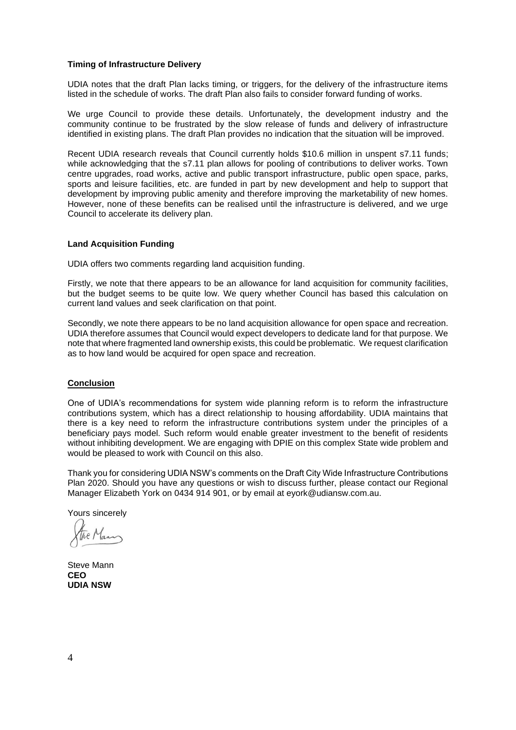**Timing of Infrastructure Delivery**

UDIA notes that the draft Plan lacks timing, or triggers, for the delivery of the infrastructure items listed in the schedule of works. The draft Plan also fails to consider forward funding of works.

We urge Council to provide these details. Unfortunately, the development industry and the community continue to be frustrated by the slow release of funds and delivery of infrastructure identified in existing plans. The draft Plan provides no indication that the situation will be improved.

Recent UDIA research reveals that Council currently holds $10.6 million in unspent s7.11 funds; while acknowledging that the s7.11 plan allows for pooling of contributions to deliver works. Town centre upgrades, road works, active and public transport infrastructure, public open space, parks, sports and leisure facilities, etc. are funded in part by new development and help to support that development by improving public amenity and therefore improving the marketability of new homes. However, none of these benefits can be realised until the infrastructure is delivered, and we urge Council to accelerate its delivery plan.

**Land Acquisition Funding**

UDIA offers two comments regarding land acquisition funding.

Firstly, we note that there appears to be an allowance for land acquisition for community facilities, but the budget seems to be quite low. We query whether Council has based this calculation on current land values and seek clarification on that point.

Secondly, we note there appears to be no land acquisition allowance for open space and recreation. UDIA therefore assumes that Council would expect developers to dedicate land for that purpose. We note that where fragmented land ownership exists, this could be problematic. We request clarification as to how land would be acquired for open space and recreation.

**Conclusion**

One of UDIA's recommendations for system wide planning reform is to reform the infrastructure contributions system, which has a direct relationship to housing affordability. UDIA maintains that there is a key need to reform the infrastructure contributions system under the principles of a beneficiary pays model. Such reform would enable greater investment to the benefit of residents without inhibiting development. We are engaging with DPIE on this complex State wide problem and would be pleased to work with Council on this also.

Thank you for considering UDIA NSW's comments on the Draft City Wide Infrastructure Contributions Plan 2020. Should you have any questions or wish to discuss further, please contact our Regional Manager Elizabeth York on 0434 914 901, or by email at eyork@udiansw.com.au.

Yours sincerely

Steve Mann
**CEO**
**UDIA NSW**